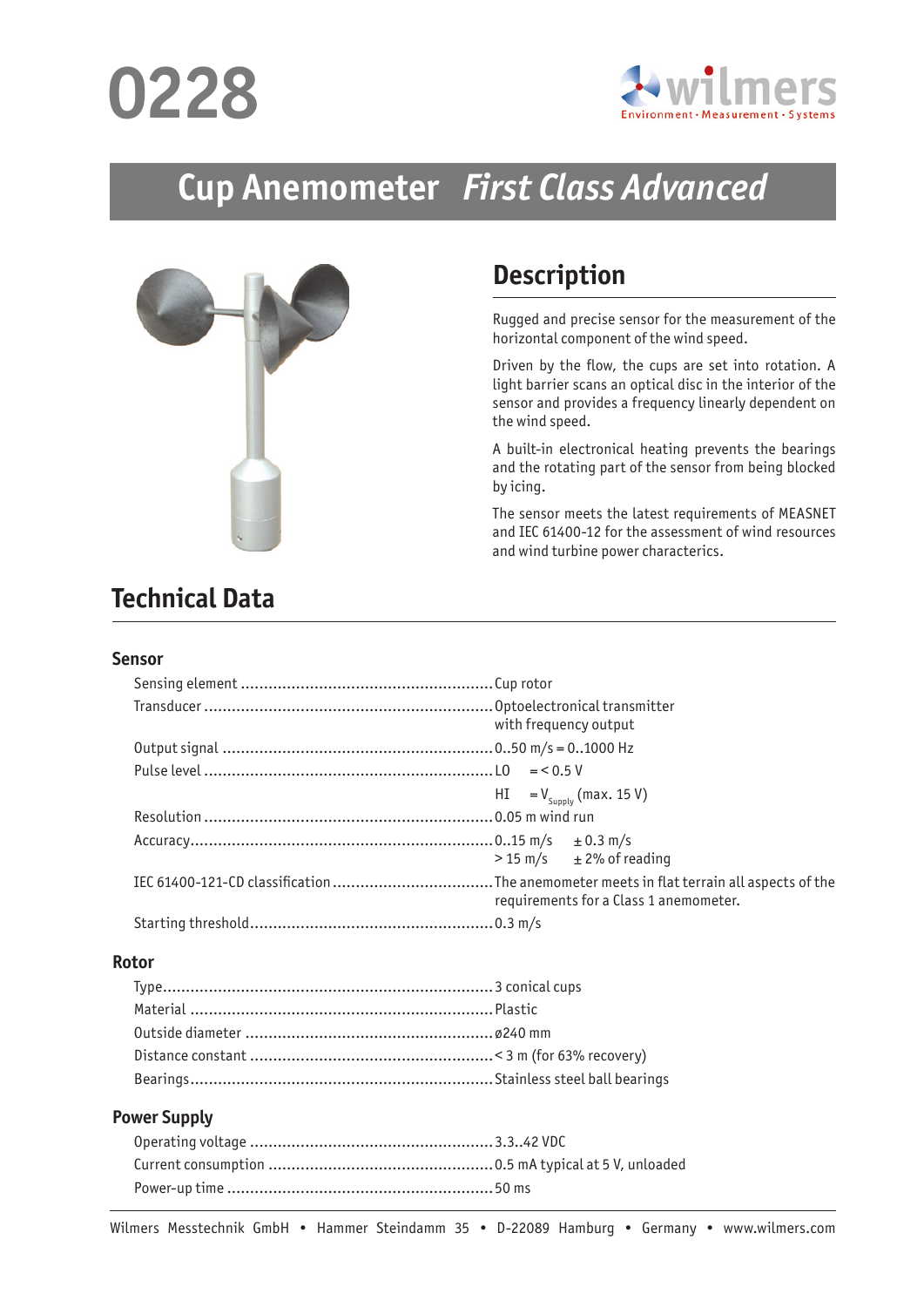# 0228

wilmers
Environment · Measurement · Systems

## Cup Anemometer *First Class Advanced*

## Description

Rugged and precise sensor for the measurement of the horizontal component of the wind speed.

Driven by the flow, the cups are set into rotation. A light barrier scans an optical disc in the interior of the sensor and provides a frequency linearly dependent on the wind speed.

A built-in electronical heating prevents the bearings and the rotating part of the sensor from being blocked by icing.

The sensor meets the latest requirements of MEASNET and IEC 61400-12 for the assessment of wind resources and wind turbine power characterics.

## Technical Data

### Sensor

| | |
|---|---|
| Sensing element | Cup rotor |
| Transducer | Optoelectronical transmitter with frequency output |
| Output signal | 0..50 m/s = 0..1000 Hz |
| Pulse level | LO = < 0.5 V |
| | HI = $V_{Supply}$ (max. 15 V) |
| Resolution | 0.05 m wind run |
| Accuracy | 0..15 m/s ± 0.3 m/s |
| | > 15 m/s ± 2% of reading |
| IEC 61400-121-CD classification | The anemometer meets in flat terrain all aspects of the requirements for a Class 1 anemometer. |
| Starting threshold | 0.3 m/s |

### Rotor

| | |
|---|---|
| Type | 3 conical cups |
| Material | Plastic |
| Outside diameter | ø240 mm |
| Distance constant | < 3 m (for 63% recovery) |
| Bearings | Stainless steel ball bearings |

### Power Supply

| | |
|---|---|
| Operating voltage | 3.3..42 VDC |
| Current consumption | 0.5 mA typical at 5 V, unloaded |
| Power-up time | 50 ms |

Wilmers Messtechnik GmbH • Hammer Steindamm 35 • D-22089 Hamburg • Germany • www.wilmers.com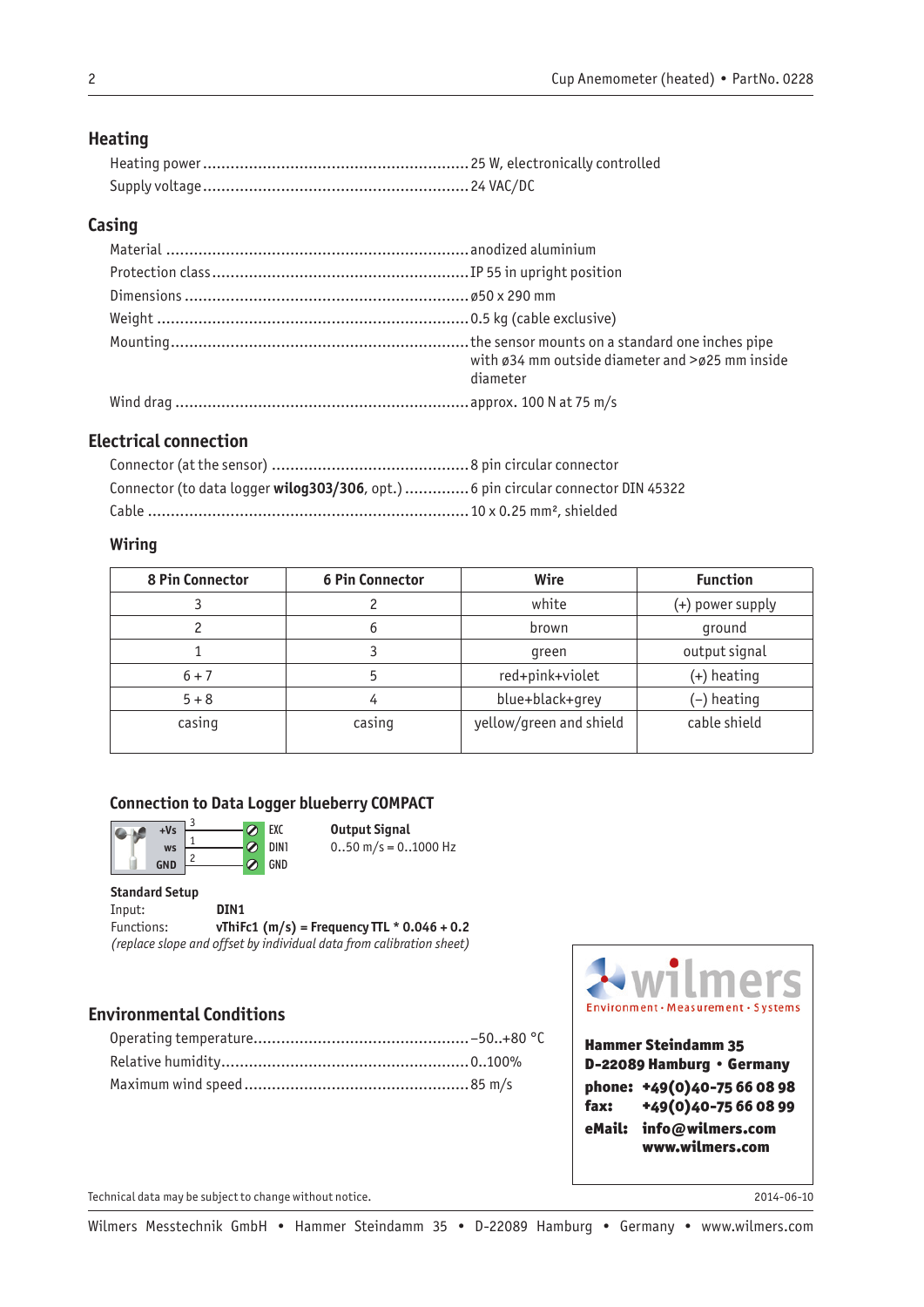## Heating

Heating power ........................................................ 25 W, electronically controlled
Supply voltage ........................................................ 24 VAC/DC

## Casing

Material ................................................................ anodized aluminium
Protection class ...................................................... IP 55 in upright position
Dimensions ............................................................. ø50 x 290 mm
Weight ................................................................... 0.5 kg (cable exclusive)
Mounting ................................................................ the sensor mounts on a standard one inches pipe with ø34 mm outside diameter and >ø25 mm inside diameter
Wind drag ............................................................... approx. 100 N at 75 m/s

## Electrical connection

Connector (at the sensor) .......................................... 8 pin circular connector
Connector (to data logger **wilog303/306**, opt.) ............. 6 pin circular connector DIN 45322
Cable ..................................................................... 10 x 0.25 mm², shielded

### Wiring

| 8 Pin Connector | 6 Pin Connector | Wire | Function |
|---|---|---|---|
| 3 | 2 | white | (+) power supply |
| 2 | 6 | brown | ground |
| 1 | 3 | green | output signal |
| 6 + 7 | 5 | red+pink+violet | (+) heating |
| 5 + 8 | 4 | blue+black+grey | (–) heating |
| casing | casing | yellow/green and shield | cable shield |

### Connection to Data Logger blueberry COMPACT

+Vs — 3 — EXC
ws — 1 — DIN1
GND — 2 — GND

**Output Signal**
0..50 m/s = 0..1000 Hz

**Standard Setup**
Input: **DIN1**
Functions: **vThiFc1 (m/s) = Frequency TTL * 0.046 + 0.2**
*(replace slope and offset by individual data from calibration sheet)*

## Environmental Conditions

Operating temperature ............................................. –50..+80 °C
Relative humidity .................................................... 0..100%
Maximum wind speed ............................................... 85 m/s

wilmers
Environment · Measurement · Systems

**Hammer Steindamm 35**
**D-22089 Hamburg • Germany**
**phone: +49(0)40-75 66 08 98**
**fax: +49(0)40-75 66 08 99**
**eMail: info@wilmers.com**
**www.wilmers.com**

Technical data may be subject to change without notice. 2014-06-10

Wilmers Messtechnik GmbH • Hammer Steindamm 35 • D-22089 Hamburg • Germany • www.wilmers.com